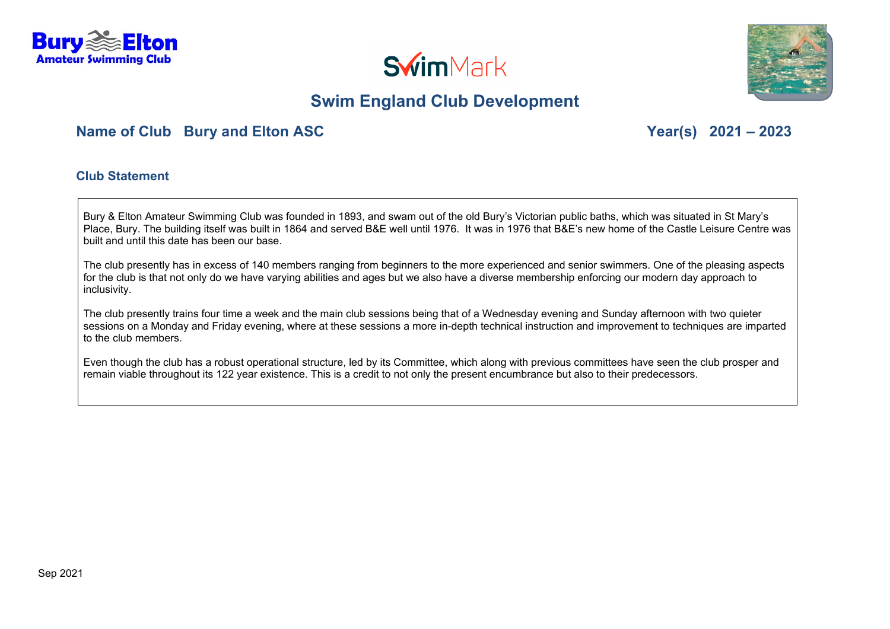# Swim England Club Development

**Name of Club** **Bury and Elton ASC** **Year(s)** **2021 – 2023**

## Club Statement

Bury & Elton Amateur Swimming Club was founded in 1893, and swam out of the old Bury's Victorian public baths, which was situated in St Mary's Place, Bury. The building itself was built in 1864 and served B&E well until 1976. It was in 1976 that B&E's new home of the Castle Leisure Centre was built and until this date has been our base.

The club presently has in excess of 140 members ranging from beginners to the more experienced and senior swimmers. One of the pleasing aspects for the club is that not only do we have varying abilities and ages but we also have a diverse membership enforcing our modern day approach to inclusivity.

The club presently trains four time a week and the main club sessions being that of a Wednesday evening and Sunday afternoon with two quieter sessions on a Monday and Friday evening, where at these sessions a more in-depth technical instruction and improvement to techniques are imparted to the club members.

Even though the club has a robust operational structure, led by its Committee, which along with previous committees have seen the club prosper and remain viable throughout its 122 year existence. This is a credit to not only the present encumbrance but also to their predecessors.

Sep 2021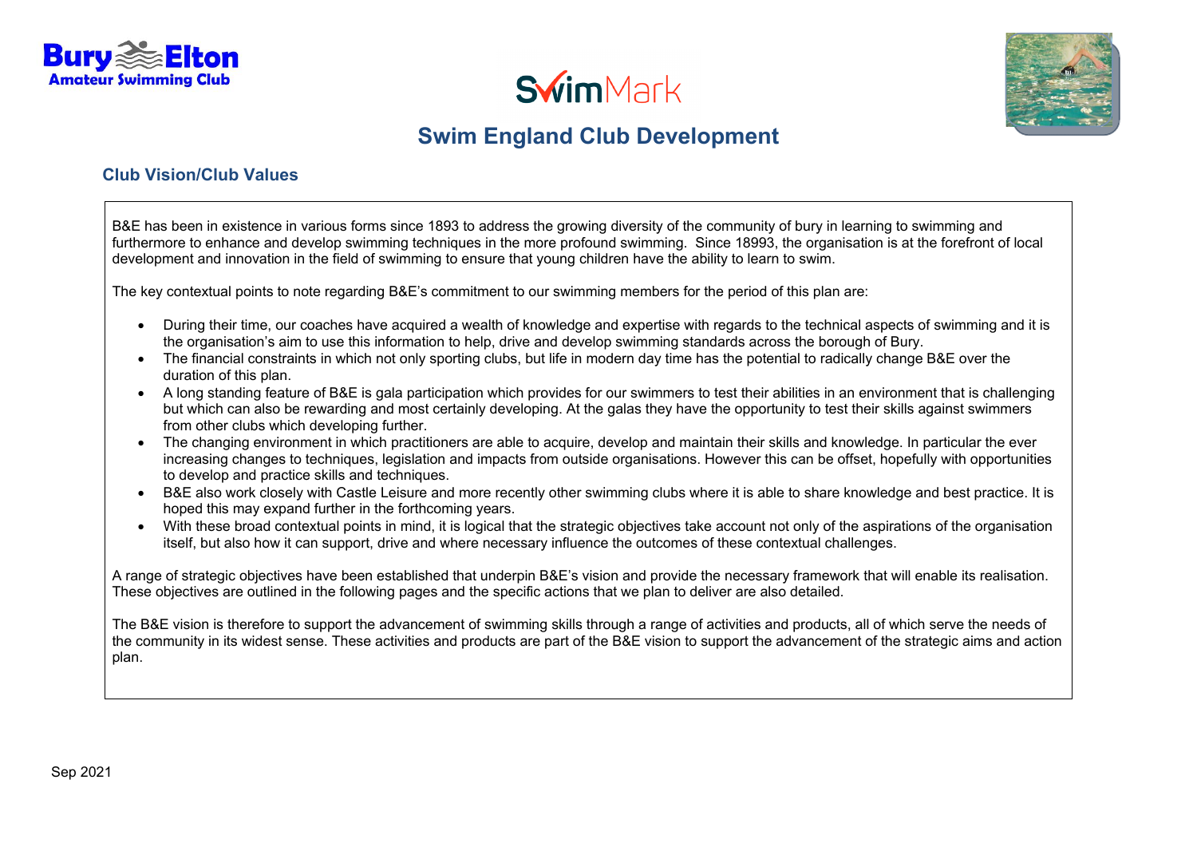Bury Elton Amateur Swimming Club

SwimMark

# Swim England Club Development

## Club Vision/Club Values

B&E has been in existence in various forms since 1893 to address the growing diversity of the community of bury in learning to swimming and furthermore to enhance and develop swimming techniques in the more profound swimming. Since 18993, the organisation is at the forefront of local development and innovation in the field of swimming to ensure that young children have the ability to learn to swim.

The key contextual points to note regarding B&E's commitment to our swimming members for the period of this plan are:

- During their time, our coaches have acquired a wealth of knowledge and expertise with regards to the technical aspects of swimming and it is the organisation's aim to use this information to help, drive and develop swimming standards across the borough of Bury.
- The financial constraints in which not only sporting clubs, but life in modern day time has the potential to radically change B&E over the duration of this plan.
- A long standing feature of B&E is gala participation which provides for our swimmers to test their abilities in an environment that is challenging but which can also be rewarding and most certainly developing. At the galas they have the opportunity to test their skills against swimmers from other clubs which developing further.
- The changing environment in which practitioners are able to acquire, develop and maintain their skills and knowledge. In particular the ever increasing changes to techniques, legislation and impacts from outside organisations. However this can be offset, hopefully with opportunities to develop and practice skills and techniques.
- B&E also work closely with Castle Leisure and more recently other swimming clubs where it is able to share knowledge and best practice. It is hoped this may expand further in the forthcoming years.
- With these broad contextual points in mind, it is logical that the strategic objectives take account not only of the aspirations of the organisation itself, but also how it can support, drive and where necessary influence the outcomes of these contextual challenges.

A range of strategic objectives have been established that underpin B&E's vision and provide the necessary framework that will enable its realisation. These objectives are outlined in the following pages and the specific actions that we plan to deliver are also detailed.

The B&E vision is therefore to support the advancement of swimming skills through a range of activities and products, all of which serve the needs of the community in its widest sense. These activities and products are part of the B&E vision to support the advancement of the strategic aims and action plan.

Sep 2021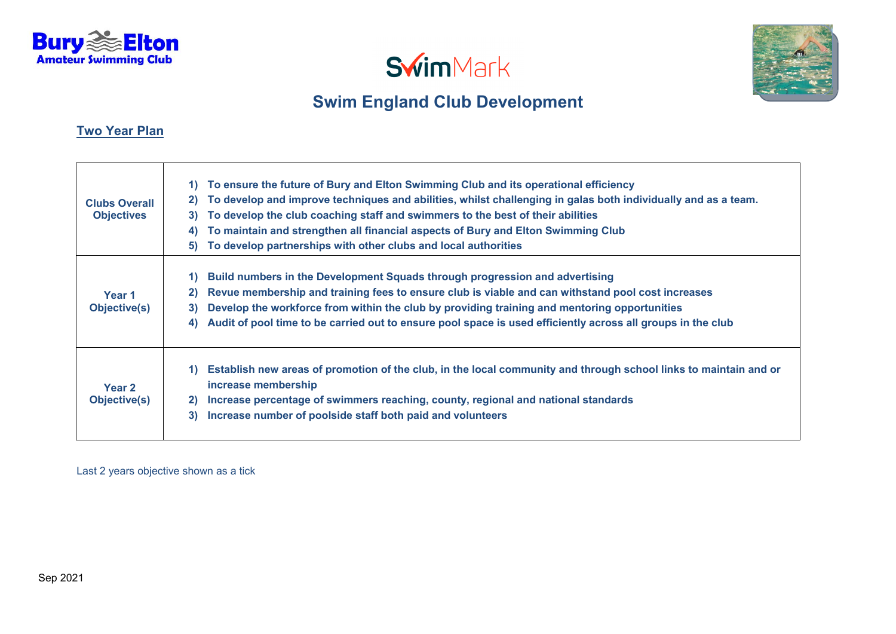**Bury Elton Amateur Swimming Club**

**SwimMark**

## Swim England Club Development

### Two Year Plan

| | |
|---|---|
| **Clubs Overall Objectives** | **1) To ensure the future of Bury and Elton Swimming Club and its operational efficiency**<br>**2) To develop and improve techniques and abilities, whilst challenging in galas both individually and as a team.**<br>**3) To develop the club coaching staff and swimmers to the best of their abilities**<br>**4) To maintain and strengthen all financial aspects of Bury and Elton Swimming Club**<br>**5) To develop partnerships with other clubs and local authorities** |
| **Year 1 Objective(s)** | **1) Build numbers in the Development Squads through progression and advertising**<br>**2) Revue membership and training fees to ensure club is viable and can withstand pool cost increases**<br>**3) Develop the workforce from within the club by providing training and mentoring opportunities**<br>**4) Audit of pool time to be carried out to ensure pool space is used efficiently across all groups in the club** |
| **Year 2 Objective(s)** | **1) Establish new areas of promotion of the club, in the local community and through school links to maintain and or increase membership**<br>**2) Increase percentage of swimmers reaching, county, regional and national standards**<br>**3) Increase number of poolside staff both paid and volunteers** |

Last 2 years objective shown as a tick

Sep 2021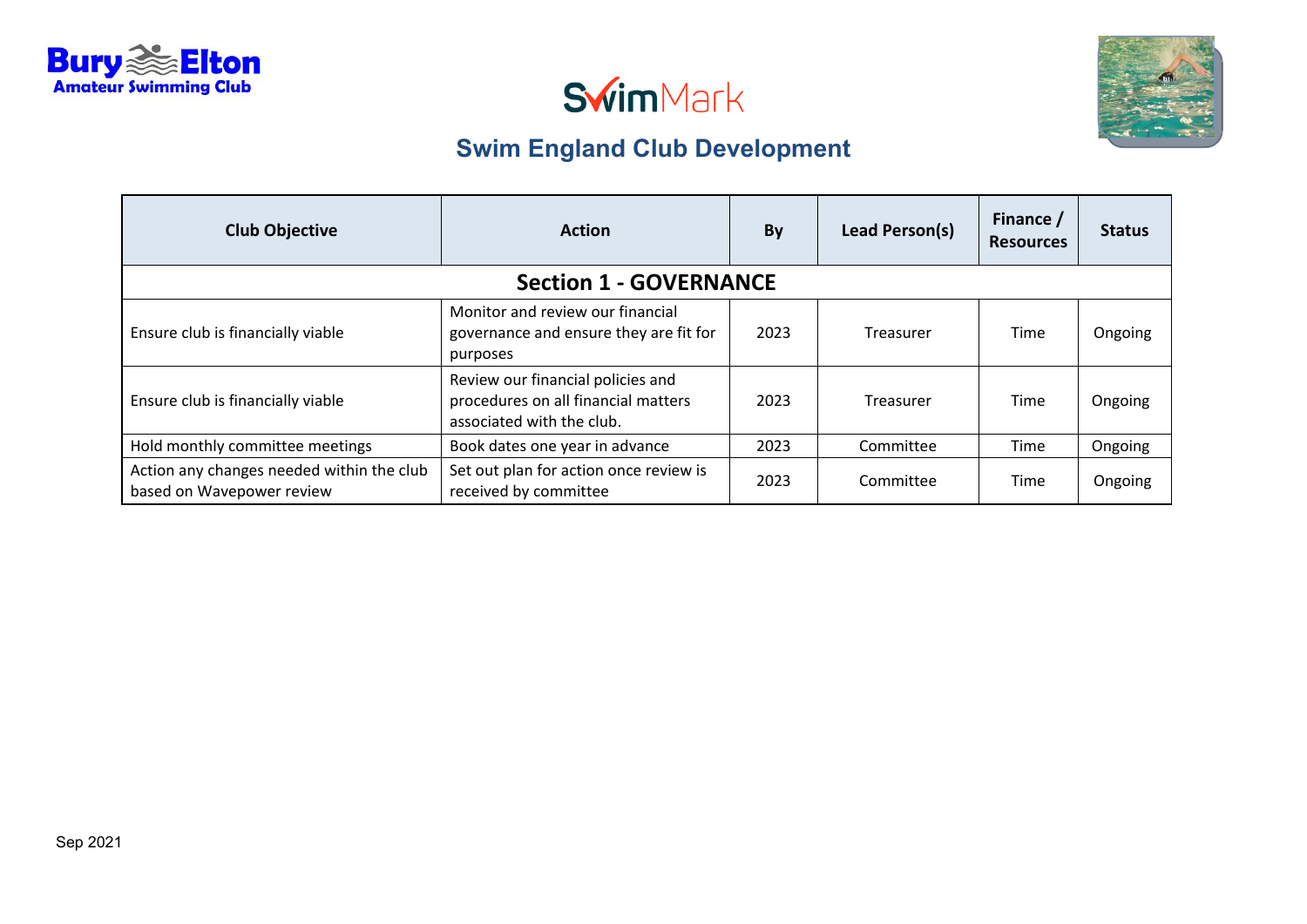Bury Elton Amateur Swimming Club

SwimMark

## Swim England Club Development

| Club Objective | Action | By | Lead Person(s) | Finance / Resources | Status |
|---|---|---|---|---|---|
| **Section 1 - GOVERNANCE** | | | | | |
| Ensure club is financially viable | Monitor and review our financial governance and ensure they are fit for purposes | 2023 | Treasurer | Time | Ongoing |
| Ensure club is financially viable | Review our financial policies and procedures on all financial matters associated with the club. | 2023 | Treasurer | Time | Ongoing |
| Hold monthly committee meetings | Book dates one year in advance | 2023 | Committee | Time | Ongoing |
| Action any changes needed within the club based on Wavepower review | Set out plan for action once review is received by committee | 2023 | Committee | Time | Ongoing |

Sep 2021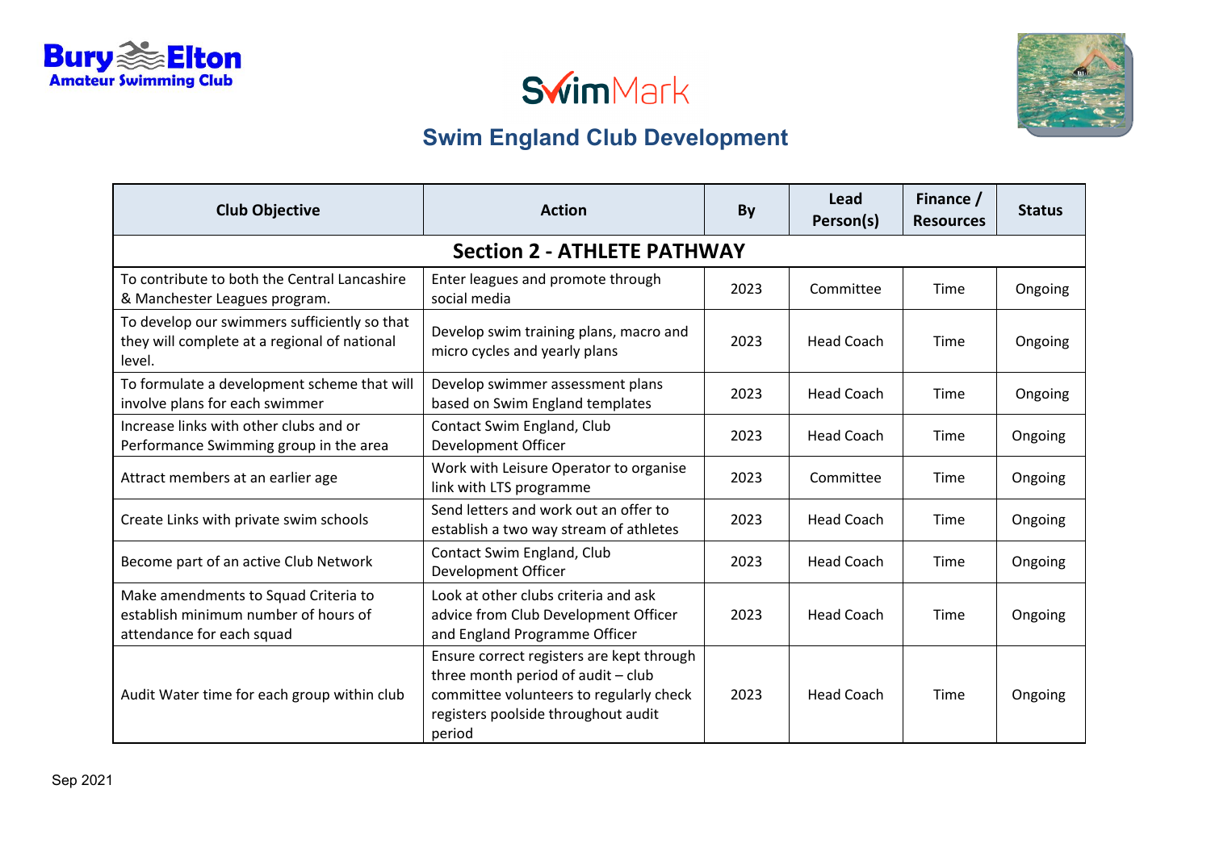# Bury Elton Amateur Swimming Club

## SwimMark

## Swim England Club Development

| Club Objective | Action | By | Lead Person(s) | Finance / Resources | Status |
|---|---|---|---|---|---|
| **Section 2 - ATHLETE PATHWAY** | | | | | |
| To contribute to both the Central Lancashire & Manchester Leagues program. | Enter leagues and promote through social media | 2023 | Committee | Time | Ongoing |
| To develop our swimmers sufficiently so that they will complete at a regional of national level. | Develop swim training plans, macro and micro cycles and yearly plans | 2023 | Head Coach | Time | Ongoing |
| To formulate a development scheme that will involve plans for each swimmer | Develop swimmer assessment plans based on Swim England templates | 2023 | Head Coach | Time | Ongoing |
| Increase links with other clubs and or Performance Swimming group in the area | Contact Swim England, Club Development Officer | 2023 | Head Coach | Time | Ongoing |
| Attract members at an earlier age | Work with Leisure Operator to organise link with LTS programme | 2023 | Committee | Time | Ongoing |
| Create Links with private swim schools | Send letters and work out an offer to establish a two way stream of athletes | 2023 | Head Coach | Time | Ongoing |
| Become part of an active Club Network | Contact Swim England, Club Development Officer | 2023 | Head Coach | Time | Ongoing |
| Make amendments to Squad Criteria to establish minimum number of hours of attendance for each squad | Look at other clubs criteria and ask advice from Club Development Officer and England Programme Officer | 2023 | Head Coach | Time | Ongoing |
| Audit Water time for each group within club | Ensure correct registers are kept through three month period of audit – club committee volunteers to regularly check registers poolside throughout audit period | 2023 | Head Coach | Time | Ongoing |

Sep 2021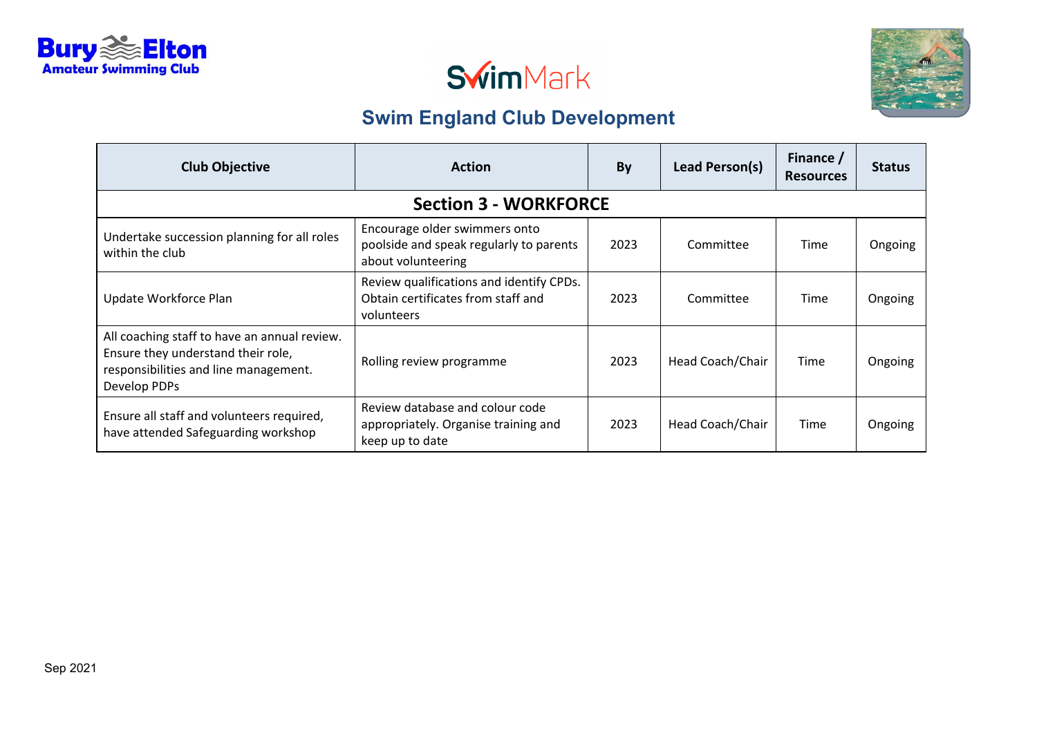## Swim England Club Development

| Club Objective | Action | By | Lead Person(s) | Finance / Resources | Status |
|---|---|---|---|---|---|
| **Section 3 - WORKFORCE** | | | | | |
| Undertake succession planning for all roles within the club | Encourage older swimmers onto poolside and speak regularly to parents about volunteering | 2023 | Committee | Time | Ongoing |
| Update Workforce Plan | Review qualifications and identify CPDs. Obtain certificates from staff and volunteers | 2023 | Committee | Time | Ongoing |
| All coaching staff to have an annual review. Ensure they understand their role, responsibilities and line management. Develop PDPs | Rolling review programme | 2023 | Head Coach/Chair | Time | Ongoing |
| Ensure all staff and volunteers required, have attended Safeguarding workshop | Review database and colour code appropriately. Organise training and keep up to date | 2023 | Head Coach/Chair | Time | Ongoing |

Sep 2021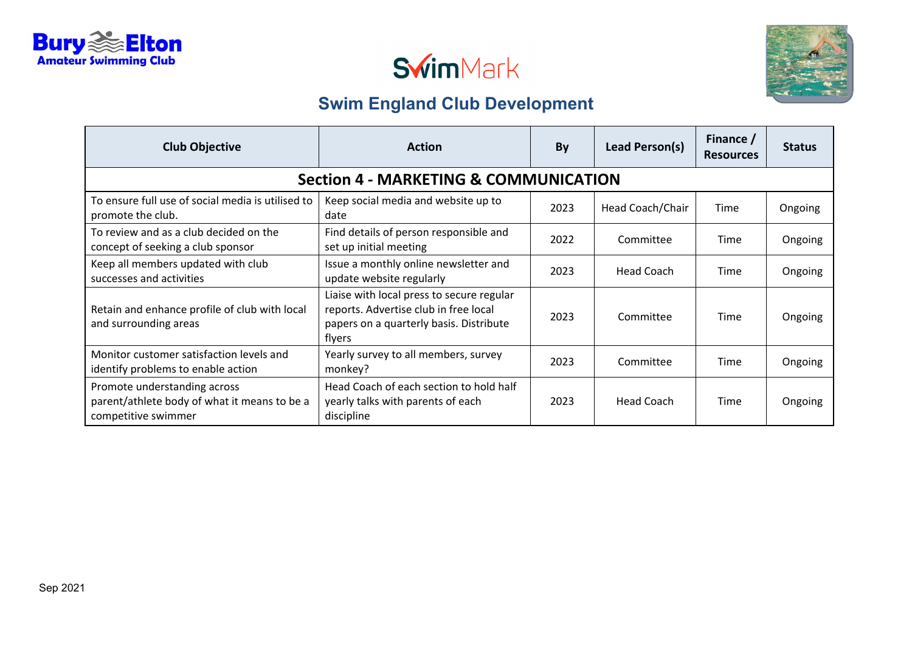## Swim England Club Development

| Club Objective | Action | By | Lead Person(s) | Finance / Resources | Status |
|---|---|---|---|---|---|
| **Section 4 - MARKETING & COMMUNICATION** | | | | | |
| To ensure full use of social media is utilised to promote the club. | Keep social media and website up to date | 2023 | Head Coach/Chair | Time | Ongoing |
| To review and as a club decided on the concept of seeking a club sponsor | Find details of person responsible and set up initial meeting | 2022 | Committee | Time | Ongoing |
| Keep all members updated with club successes and activities | Issue a monthly online newsletter and update website regularly | 2023 | Head Coach | Time | Ongoing |
| Retain and enhance profile of club with local and surrounding areas | Liaise with local press to secure regular reports. Advertise club in free local papers on a quarterly basis. Distribute flyers | 2023 | Committee | Time | Ongoing |
| Monitor customer satisfaction levels and identify problems to enable action | Yearly survey to all members, survey monkey? | 2023 | Committee | Time | Ongoing |
| Promote understanding across parent/athlete body of what it means to be a competitive swimmer | Head Coach of each section to hold half yearly talks with parents of each discipline | 2023 | Head Coach | Time | Ongoing |

Sep 2021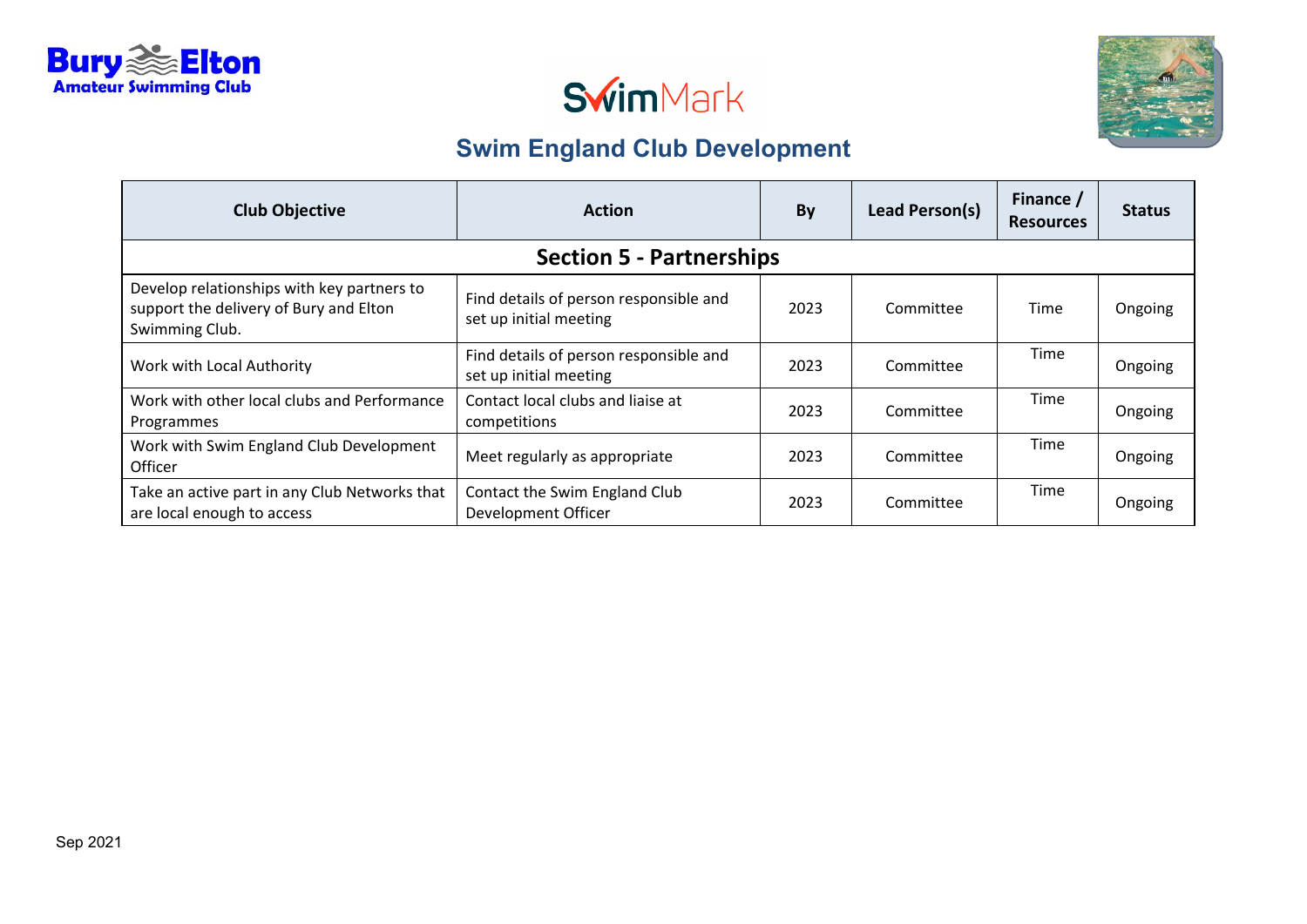Bury Elton Amateur Swimming Club

SwimMark

## Swim England Club Development

| Club Objective | Action | By | Lead Person(s) | Finance / Resources | Status |
|---|---|---|---|---|---|
| **Section 5 - Partnerships** | | | | | |
| Develop relationships with key partners to support the delivery of Bury and Elton Swimming Club. | Find details of person responsible and set up initial meeting | 2023 | Committee | Time | Ongoing |
| Work with Local Authority | Find details of person responsible and set up initial meeting | 2023 | Committee | Time | Ongoing |
| Work with other local clubs and Performance Programmes | Contact local clubs and liaise at competitions | 2023 | Committee | Time | Ongoing |
| Work with Swim England Club Development Officer | Meet regularly as appropriate | 2023 | Committee | Time | Ongoing |
| Take an active part in any Club Networks that are local enough to access | Contact the Swim England Club Development Officer | 2023 | Committee | Time | Ongoing |

Sep 2021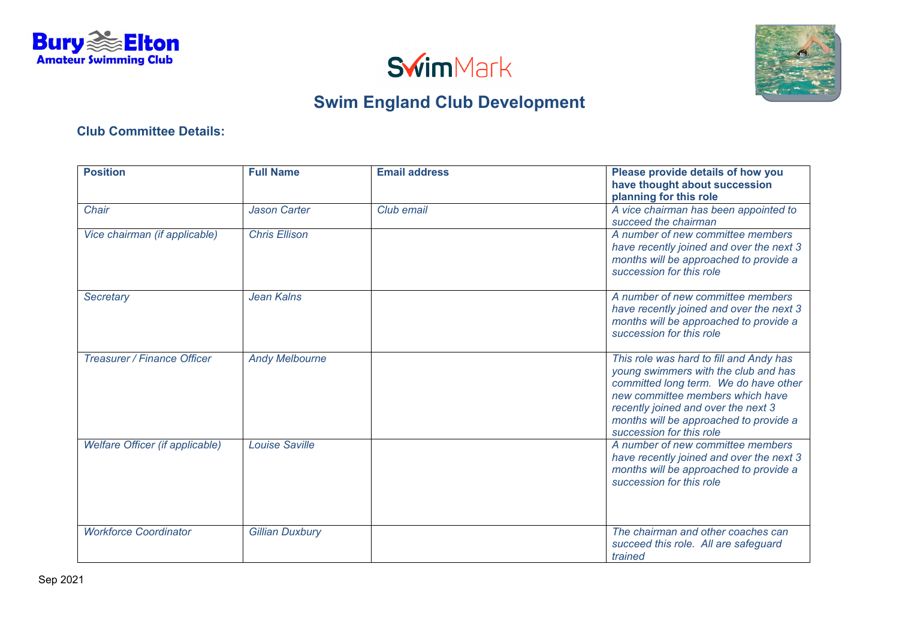Bury Elton Amateur Swimming Club

SwimMark

## Swim England Club Development

### Club Committee Details:

| **Position** | **Full Name** | **Email address** | **Please provide details of how you have thought about succession planning for this role** |
|---|---|---|---|
| *Chair* | *Jason Carter* | *Club email* | *A vice chairman has been appointed to succeed the chairman* |
| *Vice chairman (if applicable)* | *Chris Ellison* | | *A number of new committee members have recently joined and over the next 3 months will be approached to provide a succession for this role* |
| *Secretary* | *Jean Kalns* | | *A number of new committee members have recently joined and over the next 3 months will be approached to provide a succession for this role* |
| *Treasurer / Finance Officer* | *Andy Melbourne* | | *This role was hard to fill and Andy has young swimmers with the club and has committed long term. We do have other new committee members which have recently joined and over the next 3 months will be approached to provide a succession for this role* |
| *Welfare Officer (if applicable)* | *Louise Saville* | | *A number of new committee members have recently joined and over the next 3 months will be approached to provide a succession for this role* |
| *Workforce Coordinator* | *Gillian Duxbury* | | *The chairman and other coaches can succeed this role. All are safeguard trained* |

Sep 2021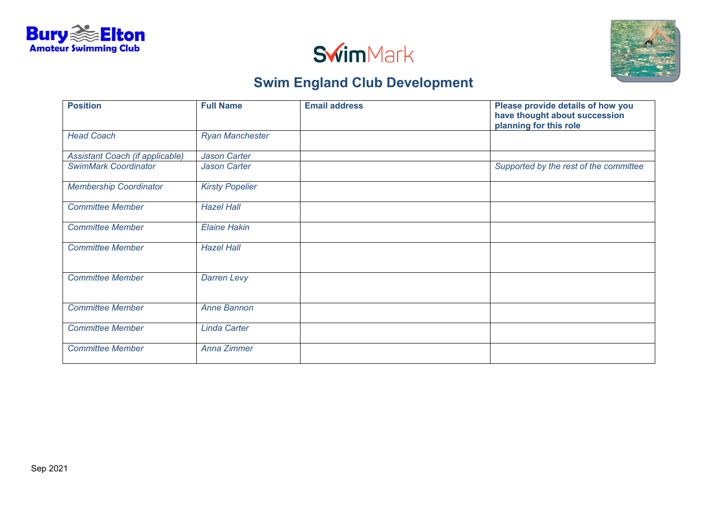Bury Elton Amateur Swimming Club

SwimMark

## Swim England Club Development

| **Position** | **Full Name** | **Email address** | **Please provide details of how you have thought about succession planning for this role** |
|---|---|---|---|
| *Head Coach* | *Ryan Manchester* | | |
| *Assistant Coach (if applicable)* | *Jason Carter* | | |
| *SwimMark Coordinator* | *Jason Carter* | | *Supported by the rest of the committee* |
| *Membership Coordinator* | *Kirsty Popelier* | | |
| *Committee Member* | *Hazel Hall* | | |
| *Committee Member* | *Elaine Hakin* | | |
| *Committee Member* | *Hazel Hall* | | |
| *Committee Member* | *Darren Levy* | | |
| *Committee Member* | *Anne Bannon* | | |
| *Committee Member* | *Linda Carter* | | |
| *Committee Member* | *Anna Zimmer* | | |

Sep 2021